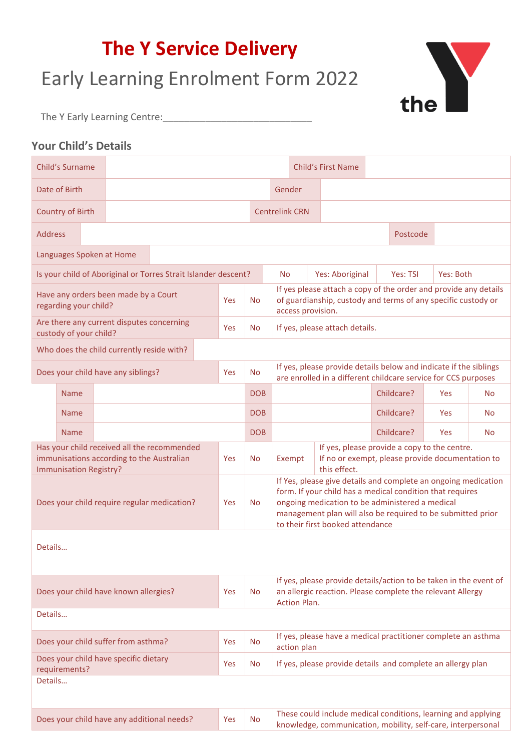# The Y Service Delivery

## Early Learning Enrolment Form 2022

The Y Early Learning Centre:\_\_\_\_\_\_\_\_\_\_\_\_\_\_\_\_\_\_\_\_\_\_\_\_\_\_\_\_

### Your Child's Details

| | | | |
|---|---|---|---|
| Child's Surname | | Child's First Name | |
| Date of Birth | | Gender | |
| Country of Birth | | Centrelink CRN | |
| Address | | Postcode | |
| Languages Spoken at Home | | | |

| | | | | |
|---|---|---|---|---|
| Is your child of Aboriginal or Torres Strait Islander descent? | No | Yes: Aboriginal | Yes: TSI | Yes: Both |

| | | | |
|---|---|---|---|
| Have any orders been made by a Court regarding your child? | Yes | No | If yes please attach a copy of the order and provide any details of guardianship, custody and terms of any specific custody or access provision. |
| Are there any current disputes concerning custody of your child? | Yes | No | If yes, please attach details. |
| Who does the child currently reside with? | | | |
| Does your child have any siblings? | Yes | No | If yes, please provide details below and indicate if the siblings are enrolled in a different childcare service for CCS purposes |

| | | | | | | |
|---|---|---|---|---|---|---|
| Name | | DOB | | Childcare? | Yes | No |
| Name | | DOB | | Childcare? | Yes | No |
| Name | | DOB | | Childcare? | Yes | No |

| | | | | |
|---|---|---|---|---|
| Has your child received all the recommended immunisations according to the Australian Immunisation Registry? | Yes | No | Exempt | If yes, please provide a copy to the centre. If no or exempt, please provide documentation to this effect. |

| | | | |
|---|---|---|---|
| Does your child require regular medication? | Yes | No | If Yes, please give details and complete an ongoing medication form. If your child has a medical condition that requires ongoing medication to be administered a medical management plan will also be required to be submitted prior to their first booked attendance |
| Details… | | | |
| Does your child have known allergies? | Yes | No | If yes, please provide details/action to be taken in the event of an allergic reaction. Please complete the relevant Allergy Action Plan. |
| Details… | | | |
| Does your child suffer from asthma? | Yes | No | If yes, please have a medical practitioner complete an asthma action plan |
| Does your child have specific dietary requirements? | Yes | No | If yes, please provide details and complete an allergy plan |
| Details… | | | |
| Does your child have any additional needs? | Yes | No | These could include medical conditions, learning and applying knowledge, communication, mobility, self-care, interpersonal |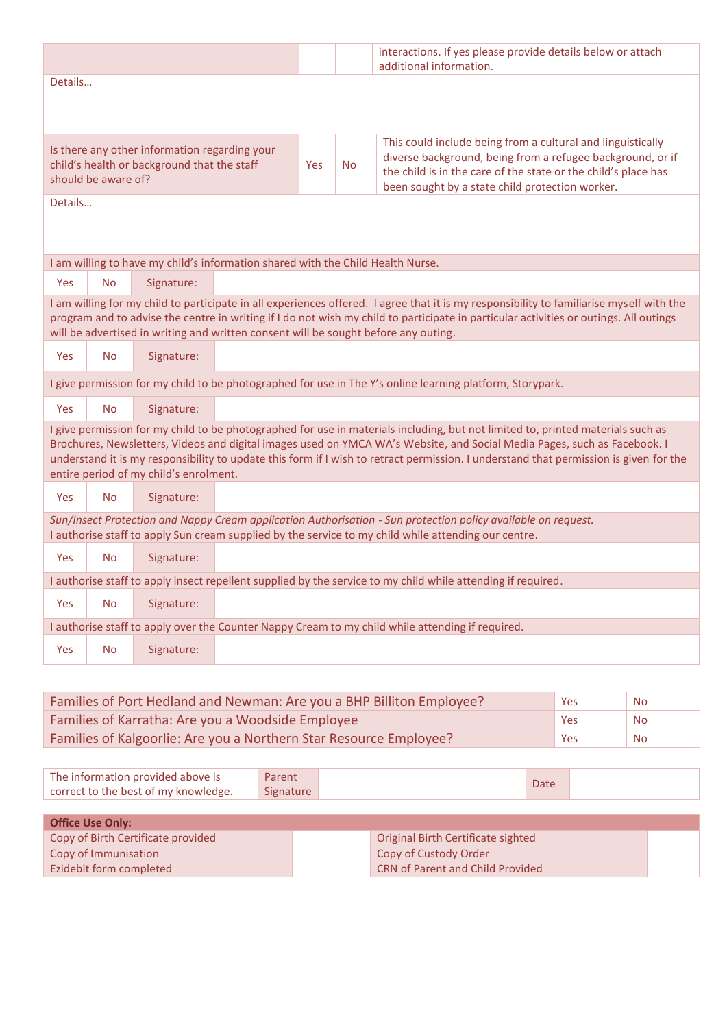| | Yes | No | interactions. If yes please provide details below or attach additional information. |
|---|---|---|---|
| Details… | | | |
| Is there any other information regarding your child's health or background that the staff should be aware of? | Yes | No | This could include being from a cultural and linguistically diverse background, being from a refugee background, or if the child is in the care of the state or the child's place has been sought by a state child protection worker. |
| Details… | | | |

| I am willing to have my child's information shared with the Child Health Nurse. | | | |
|---|---|---|---|
| Yes | No | Signature: | |
| I am willing for my child to participate in all experiences offered. I agree that it is my responsibility to familiarise myself with the program and to advise the centre in writing if I do not wish my child to participate in particular activities or outings. All outings will be advertised in writing and written consent will be sought before any outing. | | | |
| Yes | No | Signature: | |
| I give permission for my child to be photographed for use in The Y's online learning platform, Storypark. | | | |
| Yes | No | Signature: | |
| I give permission for my child to be photographed for use in materials including, but not limited to, printed materials such as Brochures, Newsletters, Videos and digital images used on YMCA WA's Website, and Social Media Pages, such as Facebook. I understand it is my responsibility to update this form if I wish to retract permission. I understand that permission is given for the entire period of my child's enrolment. | | | |
| Yes | No | Signature: | |
| *Sun/Insect Protection and Nappy Cream application Authorisation - Sun protection policy available on request.* I authorise staff to apply Sun cream supplied by the service to my child while attending our centre. | | | |
| Yes | No | Signature: | |
| I authorise staff to apply insect repellent supplied by the service to my child while attending if required. | | | |
| Yes | No | Signature: | |
| I authorise staff to apply over the Counter Nappy Cream to my child while attending if required. | | | |
| Yes | No | Signature: | |

| | | |
|---|---|---|
| Families of Port Hedland and Newman: Are you a BHP Billiton Employee? | Yes | No |
| Families of Karratha: Are you a Woodside Employee | Yes | No |
| Families of Kalgoorlie: Are you a Northern Star Resource Employee? | Yes | No |

| The information provided above is correct to the best of my knowledge. | Parent Signature | | Date | |
|---|---|---|---|---|

| **Office Use Only:** | | | |
|---|---|---|---|
| Copy of Birth Certificate provided | | Original Birth Certificate sighted | |
| Copy of Immunisation | | Copy of Custody Order | |
| Ezidebit form completed | | CRN of Parent and Child Provided | |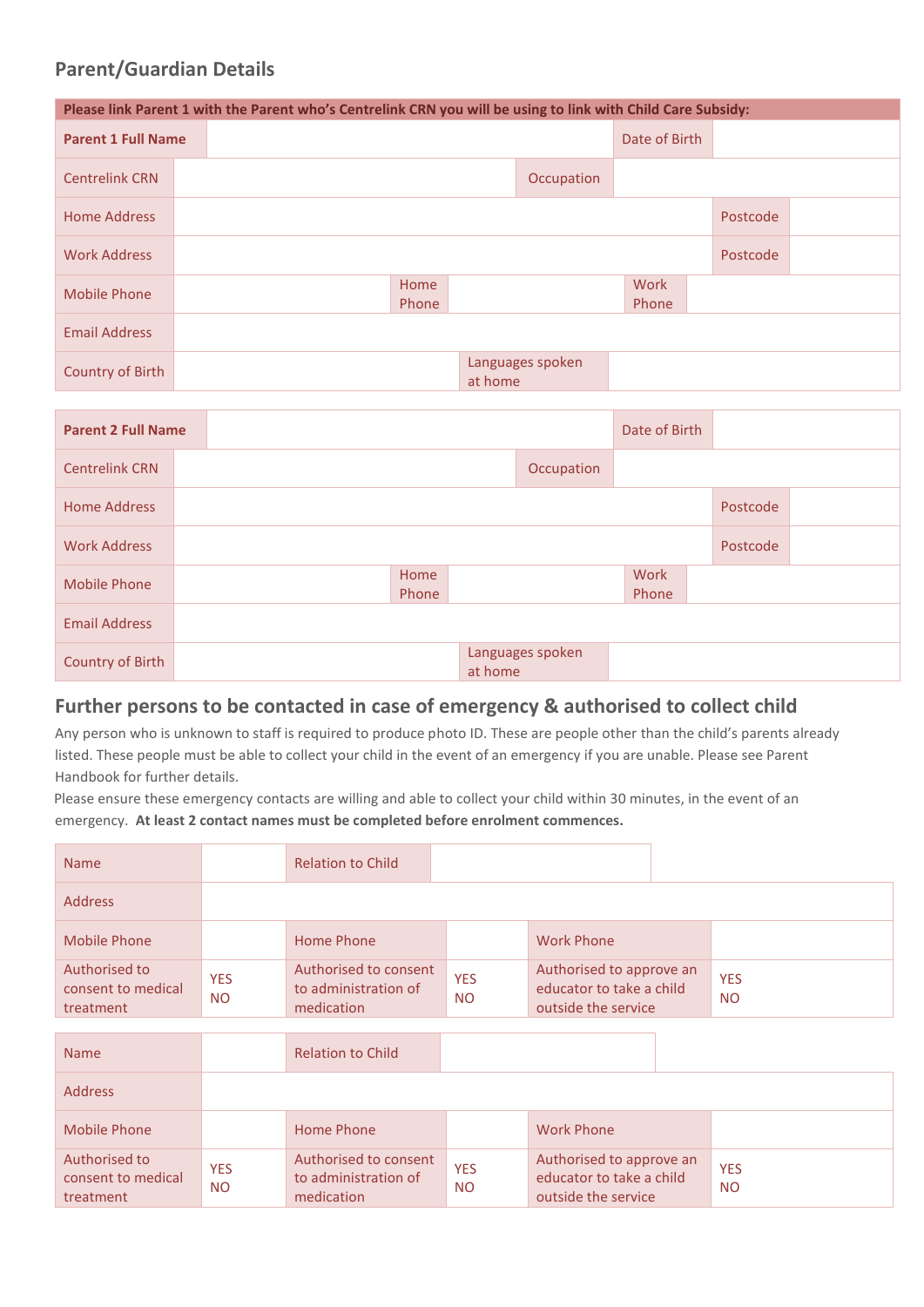## Parent/Guardian Details

| Please link Parent 1 with the Parent who's Centrelink CRN you will be using to link with Child Care Subsidy: | | | | | |
|---|---|---|---|---|---|
| **Parent 1 Full Name** | | | | Date of Birth | |
| Centrelink CRN | | | | Occupation | |
| Home Address | | | | Postcode | |
| Work Address | | | | Postcode | |
| Mobile Phone | | Home Phone | | Work Phone | |
| Email Address | | | | | |
| Country of Birth | | | | Languages spoken at home | |

| **Parent 2 Full Name** | | | | Date of Birth | |
|---|---|---|---|---|---|
| Centrelink CRN | | | | Occupation | |
| Home Address | | | | Postcode | |
| Work Address | | | | Postcode | |
| Mobile Phone | | Home Phone | | Work Phone | |
| Email Address | | | | | |
| Country of Birth | | | | Languages spoken at home | |

## Further persons to be contacted in case of emergency & authorised to collect child

Any person who is unknown to staff is required to produce photo ID. These are people other than the child's parents already listed. These people must be able to collect your child in the event of an emergency if you are unable. Please see Parent Handbook for further details.

Please ensure these emergency contacts are willing and able to collect your child within 30 minutes, in the event of an emergency. **At least 2 contact names must be completed before enrolment commences.**

| Name | | Relation to Child | | | |
|---|---|---|---|---|---|
| Address | | | | | |
| Mobile Phone | | Home Phone | | Work Phone | |
| Authorised to consent to medical treatment | YES NO | Authorised to consent to administration of medication | YES NO | Authorised to approve an educator to take a child outside the service | YES NO |

| Name | | Relation to Child | | | |
|---|---|---|---|---|---|
| Address | | | | | |
| Mobile Phone | | Home Phone | | Work Phone | |
| Authorised to consent to medical treatment | YES NO | Authorised to consent to administration of medication | YES NO | Authorised to approve an educator to take a child outside the service | YES NO |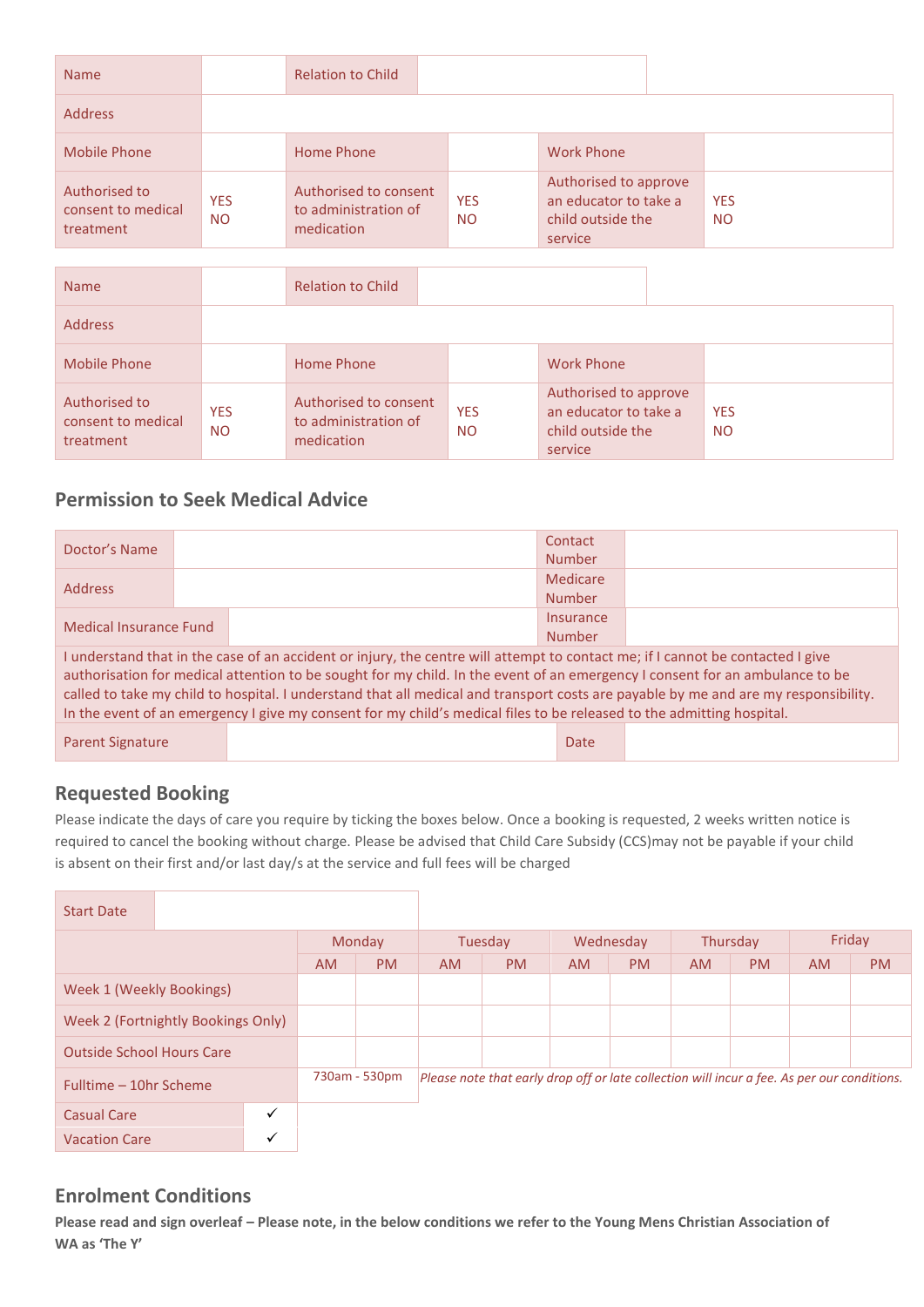| Name | | Relation to Child | | | |
|---|---|---|---|---|---|
| Address | | | | | |
| Mobile Phone | | Home Phone | | Work Phone | |
| Authorised to consent to medical treatment | YES NO | Authorised to consent to administration of medication | YES NO | Authorised to approve an educator to take a child outside the service | YES NO |

| Name | | Relation to Child | | | |
|---|---|---|---|---|---|
| Address | | | | | |
| Mobile Phone | | Home Phone | | Work Phone | |
| Authorised to consent to medical treatment | YES NO | Authorised to consent to administration of medication | YES NO | Authorised to approve an educator to take a child outside the service | YES NO |

## Permission to Seek Medical Advice

| Doctor's Name | | Contact Number | |
|---|---|---|---|
| Address | | Medicare Number | |
| Medical Insurance Fund | | Insurance Number | |
| I understand that in the case of an accident or injury, the centre will attempt to contact me; if I cannot be contacted I give authorisation for medical attention to be sought for my child. In the event of an emergency I consent for an ambulance to be called to take my child to hospital. I understand that all medical and transport costs are payable by me and are my responsibility. In the event of an emergency I give my consent for my child's medical files to be released to the admitting hospital. | | | |
| Parent Signature | | Date | |

## Requested Booking

Please indicate the days of care you require by ticking the boxes below. Once a booking is requested, 2 weeks written notice is required to cancel the booking without charge. Please be advised that Child Care Subsidy (CCS)may not be payable if your child is absent on their first and/or last day/s at the service and full fees will be charged

| Start Date | | | | | | | | | | |
|---|---|---|---|---|---|---|---|---|---|---|
| | Monday | | Tuesday | | Wednesday | | Thursday | | Friday | |
| | AM | PM | AM | PM | AM | PM | AM | PM | AM | PM |
| Week 1 (Weekly Bookings) | | | | | | | | | | |
| Week 2 (Fortnightly Bookings Only) | | | | | | | | | | |
| Outside School Hours Care | | | | | | | | | | |
| Fulltime – 10hr Scheme | 730am - 530pm | | *Please note that early drop off or late collection will incur a fee. As per our conditions.* | | | | | | | |
| Casual Care ✓ | | | | | | | | | | |
| Vacation Care ✓ | | | | | | | | | | |

## Enrolment Conditions

**Please read and sign overleaf – Please note, in the below conditions we refer to the Young Mens Christian Association of WA as 'The Y'**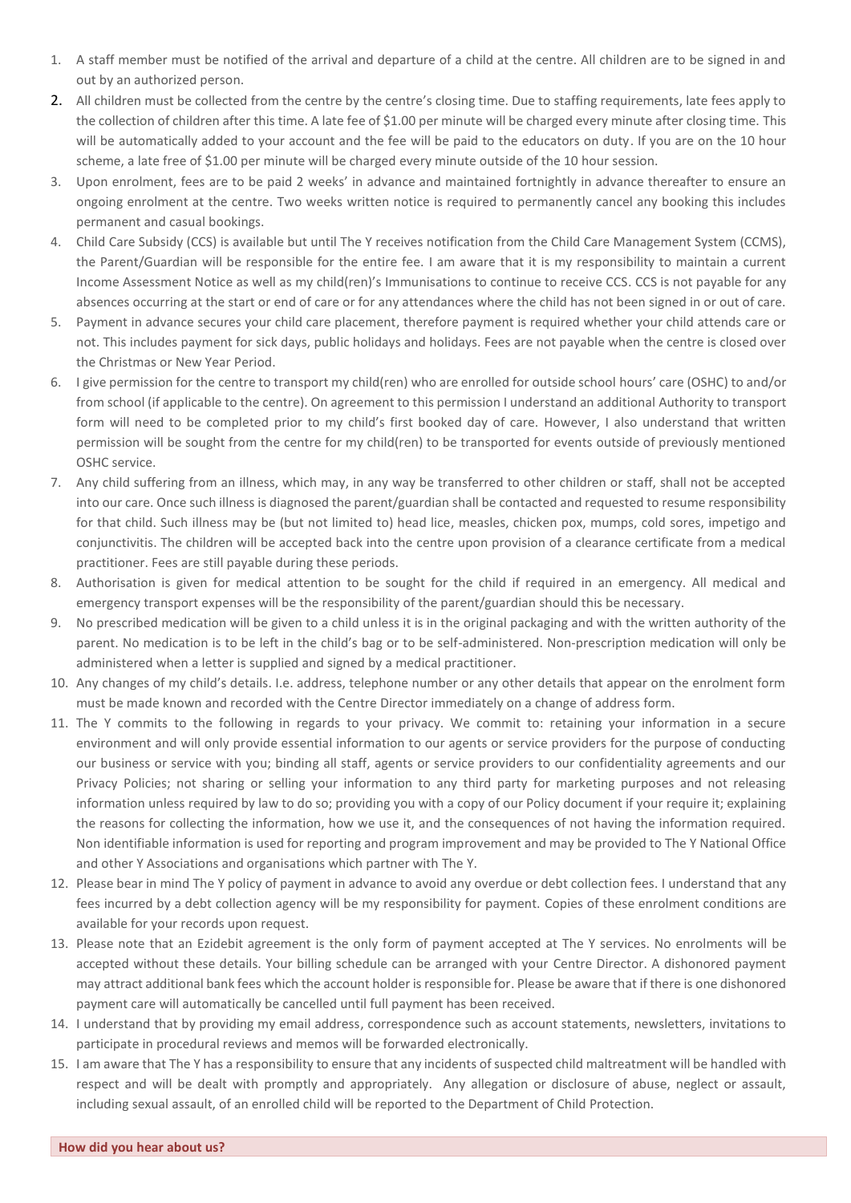1. A staff member must be notified of the arrival and departure of a child at the centre. All children are to be signed in and out by an authorized person.
2. All children must be collected from the centre by the centre's closing time. Due to staffing requirements, late fees apply to the collection of children after this time. A late fee of $1.00 per minute will be charged every minute after closing time. This will be automatically added to your account and the fee will be paid to the educators on duty. If you are on the 10 hour scheme, a late free of $1.00 per minute will be charged every minute outside of the 10 hour session.
3. Upon enrolment, fees are to be paid 2 weeks' in advance and maintained fortnightly in advance thereafter to ensure an ongoing enrolment at the centre. Two weeks written notice is required to permanently cancel any booking this includes permanent and casual bookings.
4. Child Care Subsidy (CCS) is available but until The Y receives notification from the Child Care Management System (CCMS), the Parent/Guardian will be responsible for the entire fee. I am aware that it is my responsibility to maintain a current Income Assessment Notice as well as my child(ren)'s Immunisations to continue to receive CCS. CCS is not payable for any absences occurring at the start or end of care or for any attendances where the child has not been signed in or out of care.
5. Payment in advance secures your child care placement, therefore payment is required whether your child attends care or not. This includes payment for sick days, public holidays and holidays. Fees are not payable when the centre is closed over the Christmas or New Year Period.
6. I give permission for the centre to transport my child(ren) who are enrolled for outside school hours' care (OSHC) to and/or from school (if applicable to the centre). On agreement to this permission I understand an additional Authority to transport form will need to be completed prior to my child's first booked day of care. However, I also understand that written permission will be sought from the centre for my child(ren) to be transported for events outside of previously mentioned OSHC service.
7. Any child suffering from an illness, which may, in any way be transferred to other children or staff, shall not be accepted into our care. Once such illness is diagnosed the parent/guardian shall be contacted and requested to resume responsibility for that child. Such illness may be (but not limited to) head lice, measles, chicken pox, mumps, cold sores, impetigo and conjunctivitis. The children will be accepted back into the centre upon provision of a clearance certificate from a medical practitioner. Fees are still payable during these periods.
8. Authorisation is given for medical attention to be sought for the child if required in an emergency. All medical and emergency transport expenses will be the responsibility of the parent/guardian should this be necessary.
9. No prescribed medication will be given to a child unless it is in the original packaging and with the written authority of the parent. No medication is to be left in the child's bag or to be self-administered. Non-prescription medication will only be administered when a letter is supplied and signed by a medical practitioner.
10. Any changes of my child's details. I.e. address, telephone number or any other details that appear on the enrolment form must be made known and recorded with the Centre Director immediately on a change of address form.
11. The Y commits to the following in regards to your privacy. We commit to: retaining your information in a secure environment and will only provide essential information to our agents or service providers for the purpose of conducting our business or service with you; binding all staff, agents or service providers to our confidentiality agreements and our Privacy Policies; not sharing or selling your information to any third party for marketing purposes and not releasing information unless required by law to do so; providing you with a copy of our Policy document if your require it; explaining the reasons for collecting the information, how we use it, and the consequences of not having the information required. Non identifiable information is used for reporting and program improvement and may be provided to The Y National Office and other Y Associations and organisations which partner with The Y.
12. Please bear in mind The Y policy of payment in advance to avoid any overdue or debt collection fees. I understand that any fees incurred by a debt collection agency will be my responsibility for payment. Copies of these enrolment conditions are available for your records upon request.
13. Please note that an Ezidebit agreement is the only form of payment accepted at The Y services. No enrolments will be accepted without these details. Your billing schedule can be arranged with your Centre Director. A dishonored payment may attract additional bank fees which the account holder is responsible for. Please be aware that if there is one dishonored payment care will automatically be cancelled until full payment has been received.
14. I understand that by providing my email address, correspondence such as account statements, newsletters, invitations to participate in procedural reviews and memos will be forwarded electronically.
15. I am aware that The Y has a responsibility to ensure that any incidents of suspected child maltreatment will be handled with respect and will be dealt with promptly and appropriately. Any allegation or disclosure of abuse, neglect or assault, including sexual assault, of an enrolled child will be reported to the Department of Child Protection.

**How did you hear about us?**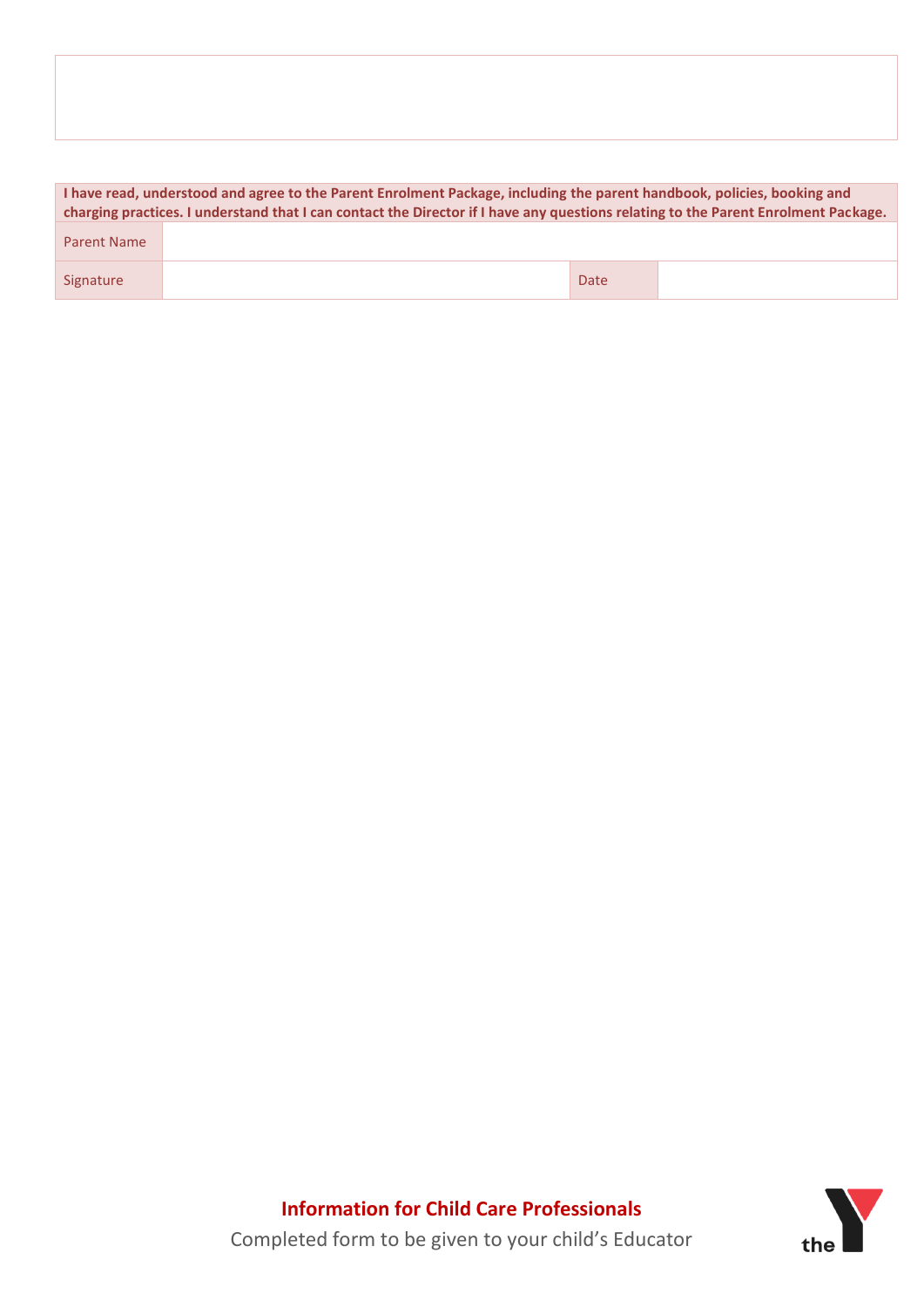| I have read, understood and agree to the Parent Enrolment Package, including the parent handbook, policies, booking and charging practices. I understand that I can contact the Director if I have any questions relating to the Parent Enrolment Package. | | | |
|---|---|---|---|
| Parent Name | | | |
| Signature | | Date | |

**Information for Child Care Professionals**

Completed form to be given to your child's Educator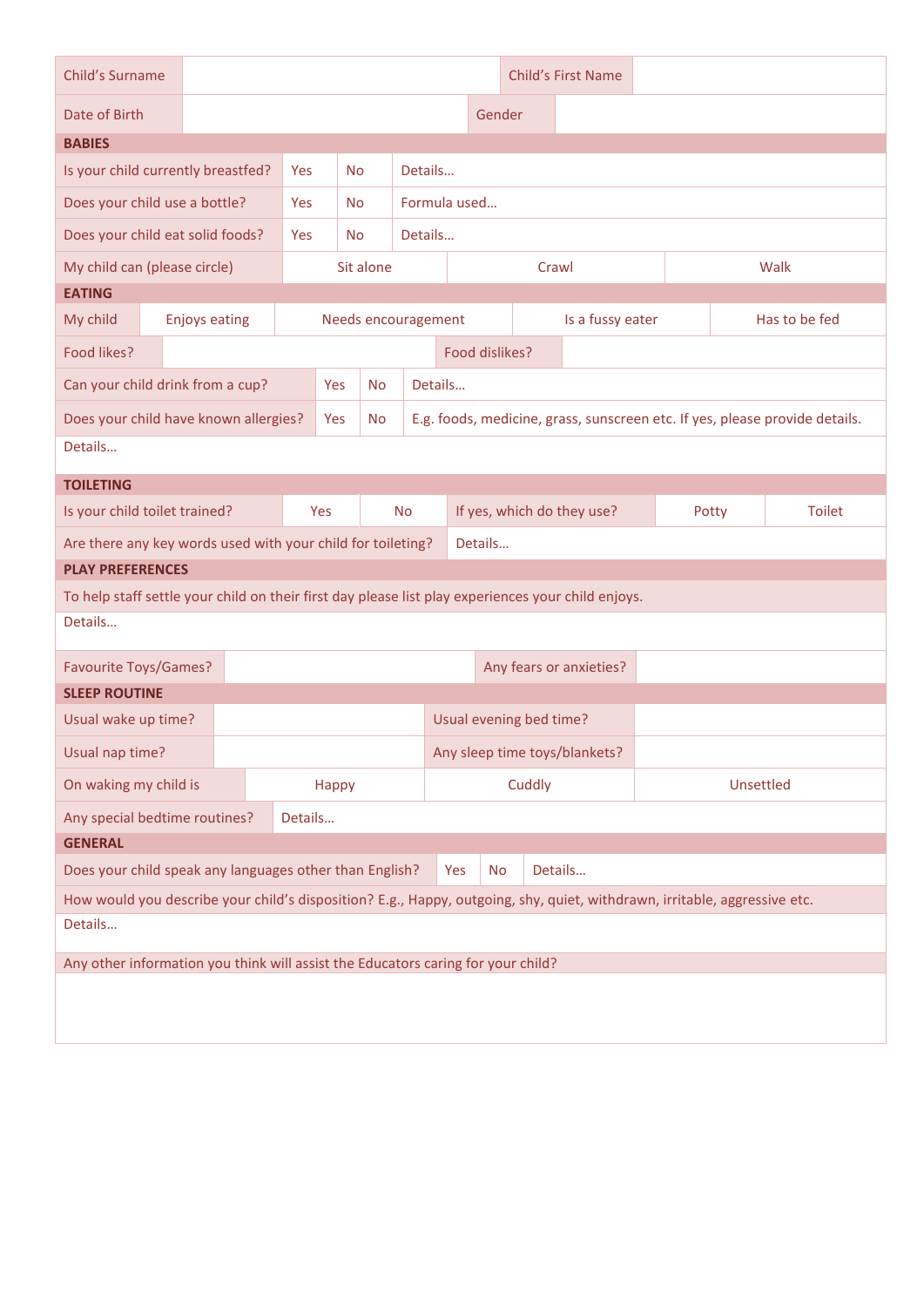| | | | |
|---|---|---|---|
| Child's Surname | | Child's First Name | |
| Date of Birth | | Gender | |

**BABIES**

| | | | |
|---|---|---|---|
| Is your child currently breastfed? | Yes | No | Details… |
| Does your child use a bottle? | Yes | No | Formula used… |
| Does your child eat solid foods? | Yes | No | Details… |

| | | | |
|---|---|---|---|
| My child can (please circle) | Sit alone | Crawl | Walk |

**EATING**

| | | | | |
|---|---|---|---|---|
| My child | Enjoys eating | Needs encouragement | Is a fussy eater | Has to be fed |

| | | | |
|---|---|---|---|
| Food likes? | | Food dislikes? | |

| | | | |
|---|---|---|---|
| Can your child drink from a cup? | Yes | No | Details… |
| Does your child have known allergies? | Yes | No | E.g. foods, medicine, grass, sunscreen etc. If yes, please provide details. |

Details…

**TOILETING**

| | | | | | |
|---|---|---|---|---|---|
| Is your child toilet trained? | Yes | No | If yes, which do they use? | Potty | Toilet |

| | |
|---|---|
| Are there any key words used with your child for toileting? | Details… |

**PLAY PREFERENCES**

To help staff settle your child on their first day please list play experiences your child enjoys.

Details…

| | | | |
|---|---|---|---|
| Favourite Toys/Games? | | Any fears or anxieties? | |

**SLEEP ROUTINE**

| | | | |
|---|---|---|---|
| Usual wake up time? | | Usual evening bed time? | |
| Usual nap time? | | Any sleep time toys/blankets? | |

| | | | |
|---|---|---|---|
| On waking my child is | Happy | Cuddly | Unsettled |

| | |
|---|---|
| Any special bedtime routines? | Details… |

**GENERAL**

| | | | |
|---|---|---|---|
| Does your child speak any languages other than English? | Yes | No | Details… |

How would you describe your child's disposition? E.g., Happy, outgoing, shy, quiet, withdrawn, irritable, aggressive etc.

Details…

Any other information you think will assist the Educators caring for your child?